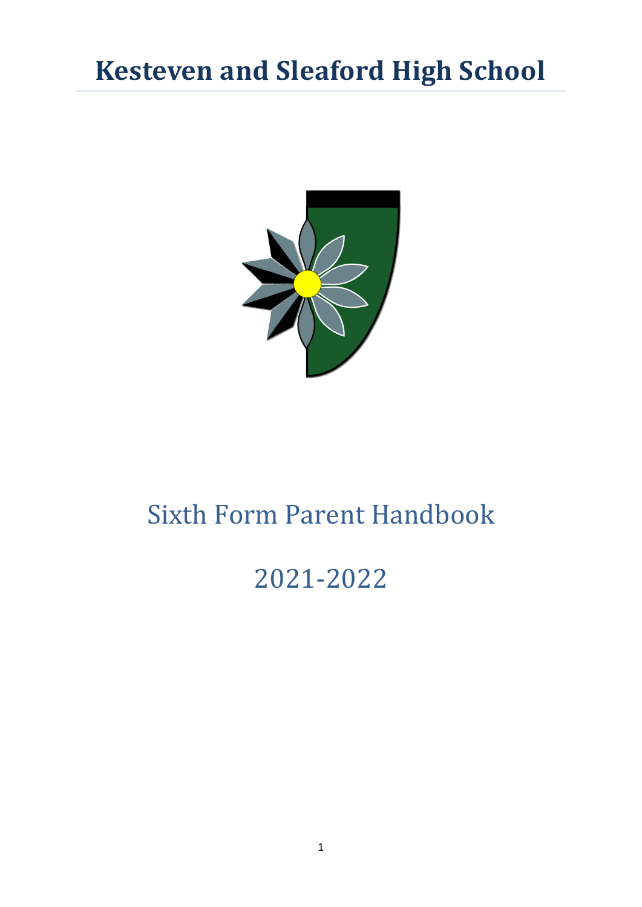# Kesteven and Sleaford High School

## Sixth Form Parent Handbook

## 2021-2022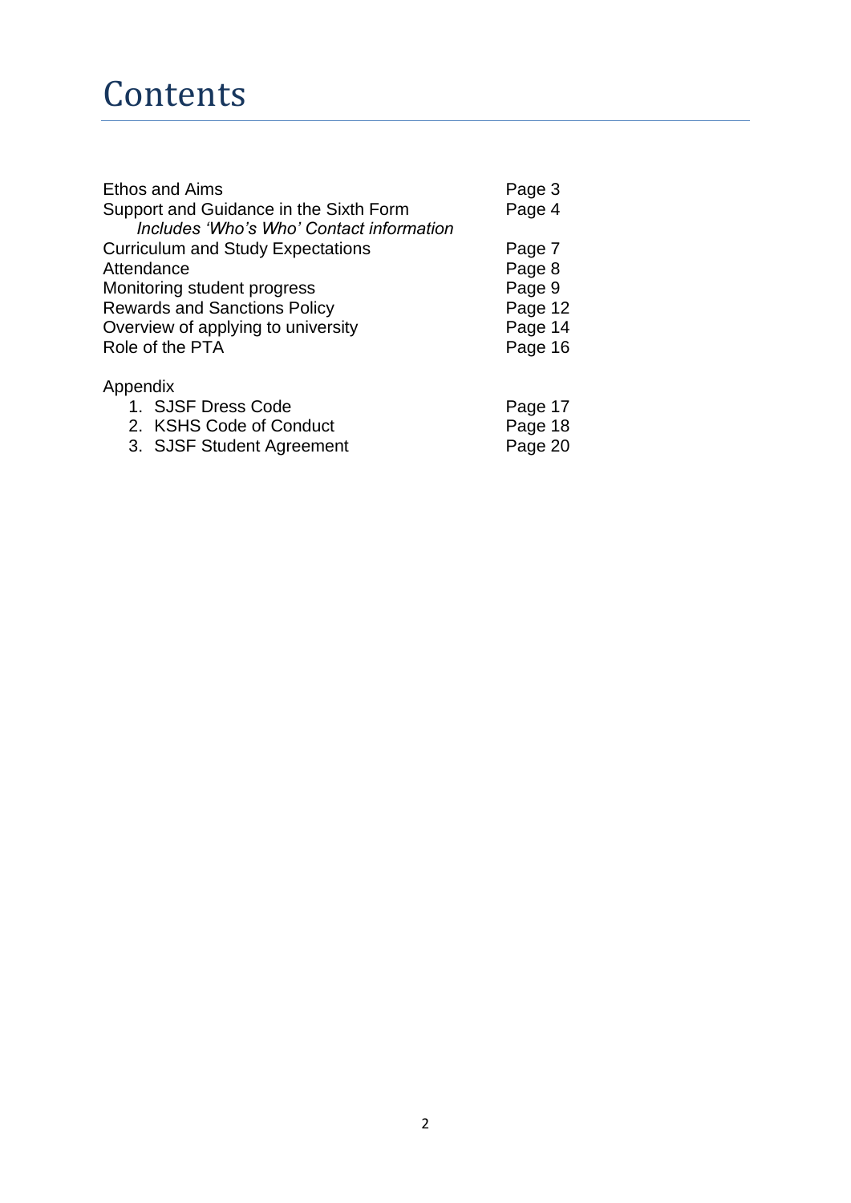# Contents

| | |
|---|---|
| Ethos and Aims | Page 3 |
| Support and Guidance in the Sixth Form<br>*Includes 'Who's Who' Contact information* | Page 4 |
| Curriculum and Study Expectations | Page 7 |
| Attendance | Page 8 |
| Monitoring student progress | Page 9 |
| Rewards and Sanctions Policy | Page 12 |
| Overview of applying to university | Page 14 |
| Role of the PTA | Page 16 |

Appendix

| | |
|---|---|
| 1. SJSF Dress Code | Page 17 |
| 2. KSHS Code of Conduct | Page 18 |
| 3. SJSF Student Agreement | Page 20 |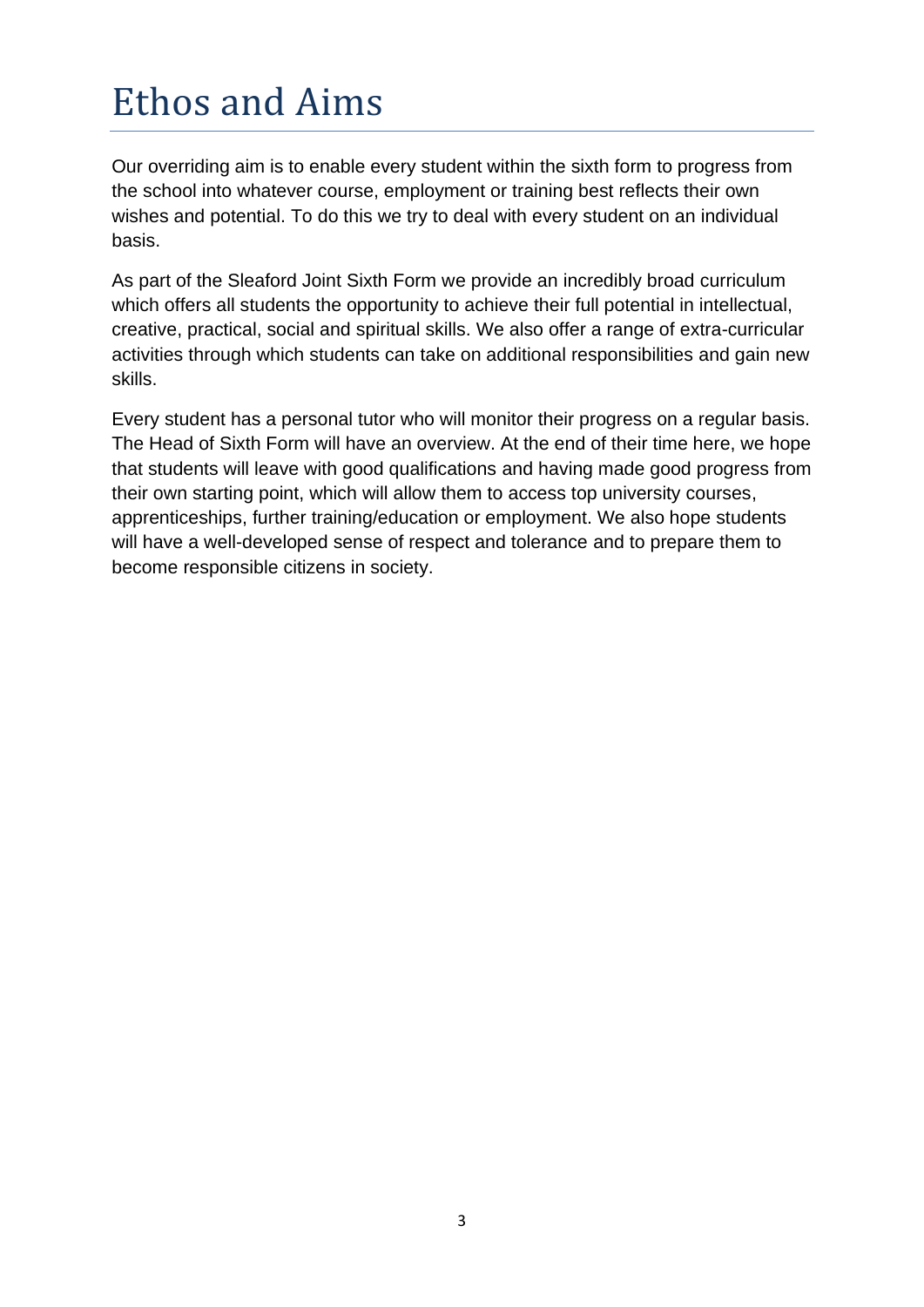# Ethos and Aims

Our overriding aim is to enable every student within the sixth form to progress from the school into whatever course, employment or training best reflects their own wishes and potential. To do this we try to deal with every student on an individual basis.

As part of the Sleaford Joint Sixth Form we provide an incredibly broad curriculum which offers all students the opportunity to achieve their full potential in intellectual, creative, practical, social and spiritual skills. We also offer a range of extra-curricular activities through which students can take on additional responsibilities and gain new skills.

Every student has a personal tutor who will monitor their progress on a regular basis. The Head of Sixth Form will have an overview. At the end of their time here, we hope that students will leave with good qualifications and having made good progress from their own starting point, which will allow them to access top university courses, apprenticeships, further training/education or employment. We also hope students will have a well-developed sense of respect and tolerance and to prepare them to become responsible citizens in society.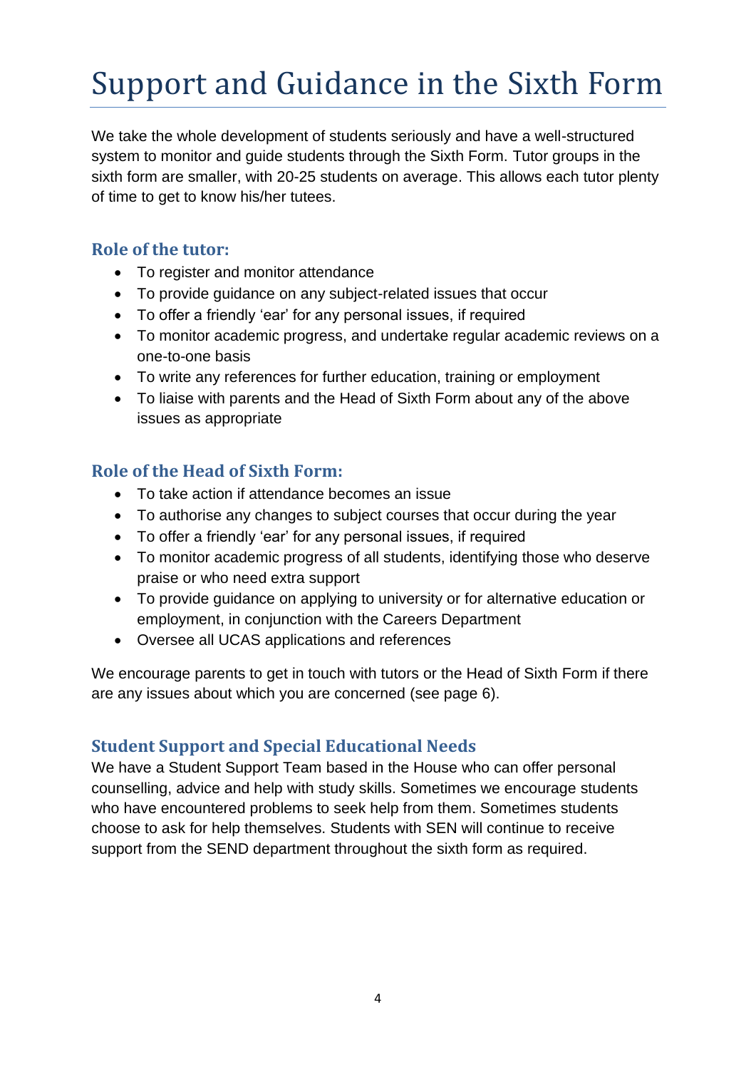# Support and Guidance in the Sixth Form

We take the whole development of students seriously and have a well-structured system to monitor and guide students through the Sixth Form. Tutor groups in the sixth form are smaller, with 20-25 students on average. This allows each tutor plenty of time to get to know his/her tutees.

### Role of the tutor:

- To register and monitor attendance
- To provide guidance on any subject-related issues that occur
- To offer a friendly 'ear' for any personal issues, if required
- To monitor academic progress, and undertake regular academic reviews on a one-to-one basis
- To write any references for further education, training or employment
- To liaise with parents and the Head of Sixth Form about any of the above issues as appropriate

### Role of the Head of Sixth Form:

- To take action if attendance becomes an issue
- To authorise any changes to subject courses that occur during the year
- To offer a friendly 'ear' for any personal issues, if required
- To monitor academic progress of all students, identifying those who deserve praise or who need extra support
- To provide guidance on applying to university or for alternative education or employment, in conjunction with the Careers Department
- Oversee all UCAS applications and references

We encourage parents to get in touch with tutors or the Head of Sixth Form if there are any issues about which you are concerned (see page 6).

### Student Support and Special Educational Needs

We have a Student Support Team based in the House who can offer personal counselling, advice and help with study skills. Sometimes we encourage students who have encountered problems to seek help from them. Sometimes students choose to ask for help themselves. Students with SEN will continue to receive support from the SEND department throughout the sixth form as required.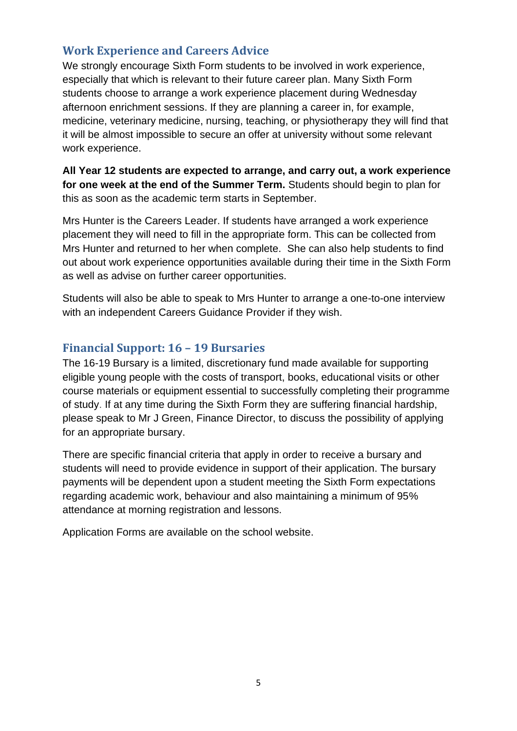## Work Experience and Careers Advice

We strongly encourage Sixth Form students to be involved in work experience, especially that which is relevant to their future career plan. Many Sixth Form students choose to arrange a work experience placement during Wednesday afternoon enrichment sessions. If they are planning a career in, for example, medicine, veterinary medicine, nursing, teaching, or physiotherapy they will find that it will be almost impossible to secure an offer at university without some relevant work experience.

**All Year 12 students are expected to arrange, and carry out, a work experience for one week at the end of the Summer Term.** Students should begin to plan for this as soon as the academic term starts in September.

Mrs Hunter is the Careers Leader. If students have arranged a work experience placement they will need to fill in the appropriate form. This can be collected from Mrs Hunter and returned to her when complete. She can also help students to find out about work experience opportunities available during their time in the Sixth Form as well as advise on further career opportunities.

Students will also be able to speak to Mrs Hunter to arrange a one-to-one interview with an independent Careers Guidance Provider if they wish.

## Financial Support: 16 – 19 Bursaries

The 16-19 Bursary is a limited, discretionary fund made available for supporting eligible young people with the costs of transport, books, educational visits or other course materials or equipment essential to successfully completing their programme of study. If at any time during the Sixth Form they are suffering financial hardship, please speak to Mr J Green, Finance Director, to discuss the possibility of applying for an appropriate bursary.

There are specific financial criteria that apply in order to receive a bursary and students will need to provide evidence in support of their application. The bursary payments will be dependent upon a student meeting the Sixth Form expectations regarding academic work, behaviour and also maintaining a minimum of 95% attendance at morning registration and lessons.

Application Forms are available on the school website.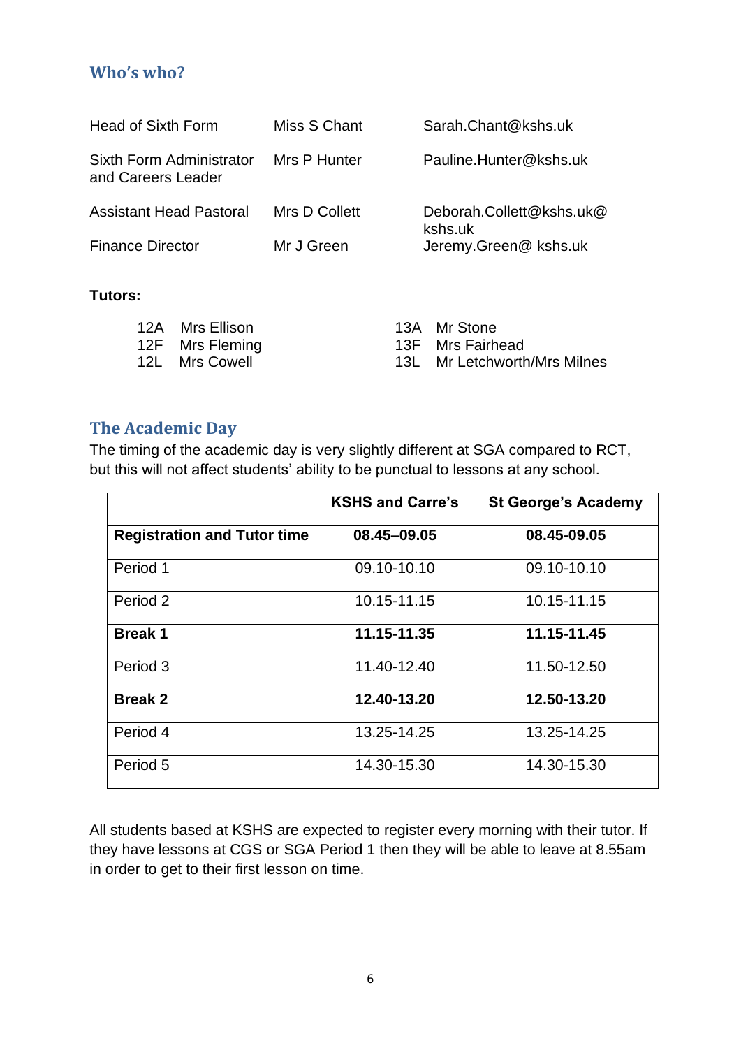## Who's who?

| | | |
|---|---|---|
| Head of Sixth Form | Miss S Chant | Sarah.Chant@kshs.uk |
| Sixth Form Administrator and Careers Leader | Mrs P Hunter | Pauline.Hunter@kshs.uk |
| Assistant Head Pastoral | Mrs D Collett | Deborah.Collett@kshs.uk@kshs.uk |
| Finance Director | Mr J Green | Jeremy.Green@ kshs.uk |

**Tutors:**

12A Mrs Ellison
12F Mrs Fleming
12L Mrs Cowell

13A Mr Stone
13F Mrs Fairhead
13L Mr Letchworth/Mrs Milnes

## The Academic Day

The timing of the academic day is very slightly different at SGA compared to RCT, but this will not affect students' ability to be punctual to lessons at any school.

| | **KSHS and Carre's** | **St George's Academy** |
|---|---|---|
| **Registration and Tutor time** | **08.45–09.05** | **08.45-09.05** |
| Period 1 | 09.10-10.10 | 09.10-10.10 |
| Period 2 | 10.15-11.15 | 10.15-11.15 |
| **Break 1** | **11.15-11.35** | **11.15-11.45** |
| Period 3 | 11.40-12.40 | 11.50-12.50 |
| **Break 2** | **12.40-13.20** | **12.50-13.20** |
| Period 4 | 13.25-14.25 | 13.25-14.25 |
| Period 5 | 14.30-15.30 | 14.30-15.30 |

All students based at KSHS are expected to register every morning with their tutor. If they have lessons at CGS or SGA Period 1 then they will be able to leave at 8.55am in order to get to their first lesson on time.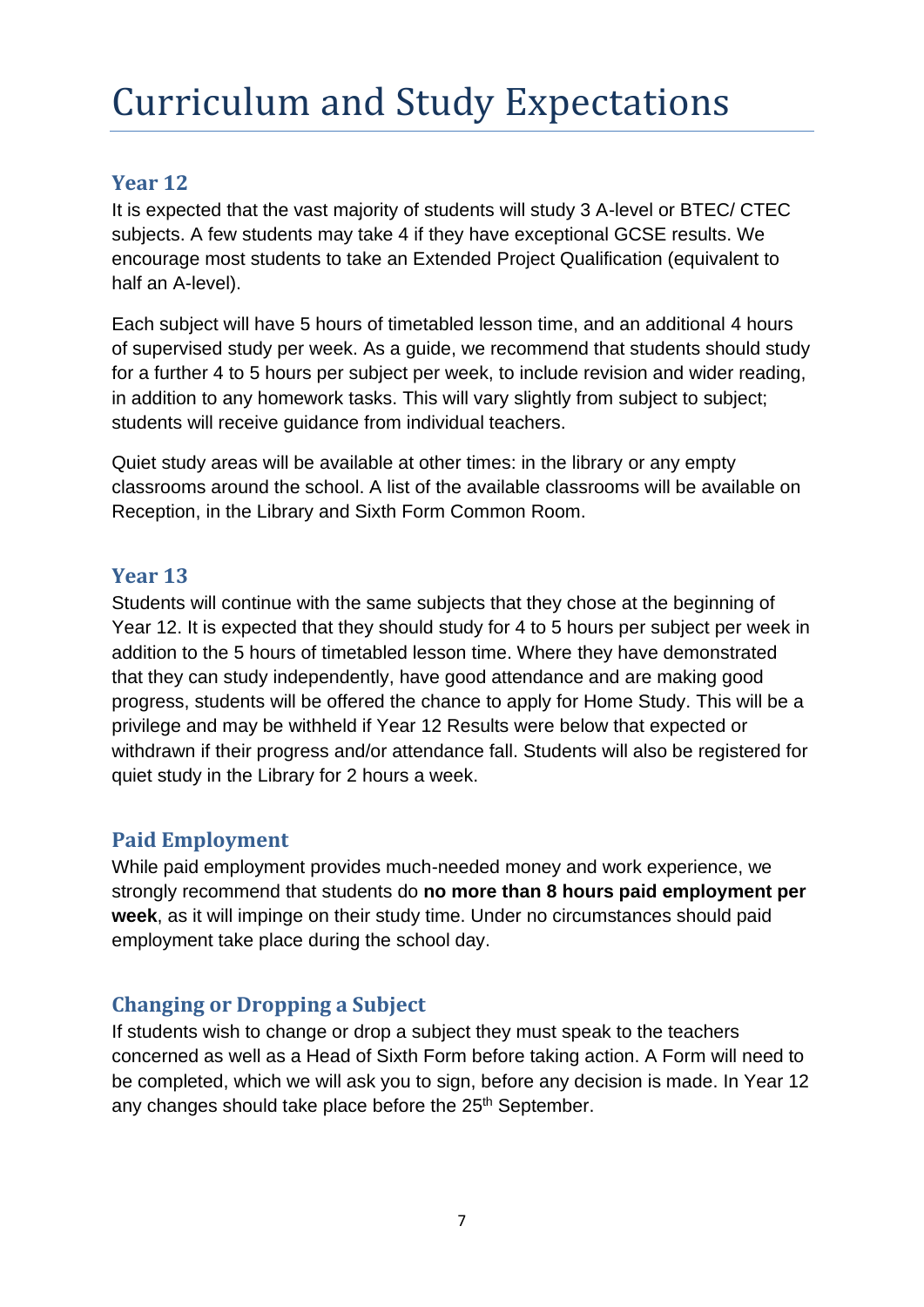# Curriculum and Study Expectations

## Year 12

It is expected that the vast majority of students will study 3 A-level or BTEC/ CTEC subjects. A few students may take 4 if they have exceptional GCSE results. We encourage most students to take an Extended Project Qualification (equivalent to half an A-level).

Each subject will have 5 hours of timetabled lesson time, and an additional 4 hours of supervised study per week. As a guide, we recommend that students should study for a further 4 to 5 hours per subject per week, to include revision and wider reading, in addition to any homework tasks. This will vary slightly from subject to subject; students will receive guidance from individual teachers.

Quiet study areas will be available at other times: in the library or any empty classrooms around the school. A list of the available classrooms will be available on Reception, in the Library and Sixth Form Common Room.

## Year 13

Students will continue with the same subjects that they chose at the beginning of Year 12. It is expected that they should study for 4 to 5 hours per subject per week in addition to the 5 hours of timetabled lesson time. Where they have demonstrated that they can study independently, have good attendance and are making good progress, students will be offered the chance to apply for Home Study. This will be a privilege and may be withheld if Year 12 Results were below that expected or withdrawn if their progress and/or attendance fall. Students will also be registered for quiet study in the Library for 2 hours a week.

## Paid Employment

While paid employment provides much-needed money and work experience, we strongly recommend that students do **no more than 8 hours paid employment per week**, as it will impinge on their study time. Under no circumstances should paid employment take place during the school day.

## Changing or Dropping a Subject

If students wish to change or drop a subject they must speak to the teachers concerned as well as a Head of Sixth Form before taking action. A Form will need to be completed, which we will ask you to sign, before any decision is made. In Year 12 any changes should take place before the 25th September.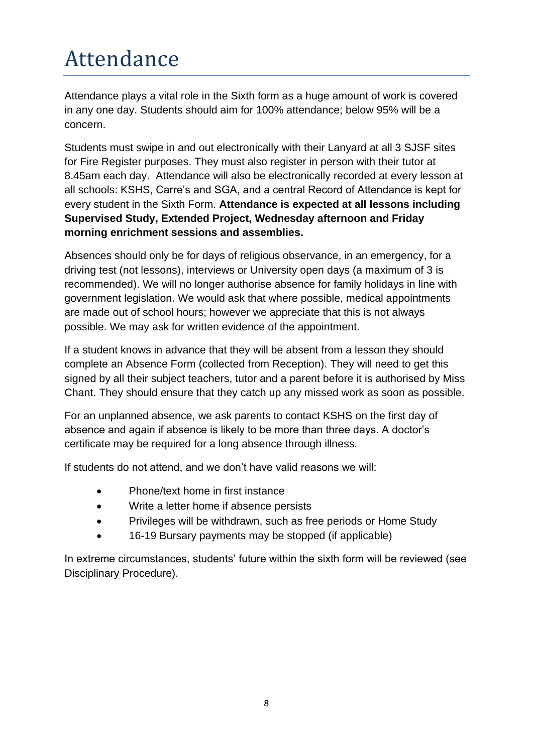# Attendance

Attendance plays a vital role in the Sixth form as a huge amount of work is covered in any one day. Students should aim for 100% attendance; below 95% will be a concern.

Students must swipe in and out electronically with their Lanyard at all 3 SJSF sites for Fire Register purposes. They must also register in person with their tutor at 8.45am each day. Attendance will also be electronically recorded at every lesson at all schools: KSHS, Carre's and SGA, and a central Record of Attendance is kept for every student in the Sixth Form. **Attendance is expected at all lessons including Supervised Study, Extended Project, Wednesday afternoon and Friday morning enrichment sessions and assemblies.**

Absences should only be for days of religious observance, in an emergency, for a driving test (not lessons), interviews or University open days (a maximum of 3 is recommended). We will no longer authorise absence for family holidays in line with government legislation. We would ask that where possible, medical appointments are made out of school hours; however we appreciate that this is not always possible. We may ask for written evidence of the appointment.

If a student knows in advance that they will be absent from a lesson they should complete an Absence Form (collected from Reception). They will need to get this signed by all their subject teachers, tutor and a parent before it is authorised by Miss Chant. They should ensure that they catch up any missed work as soon as possible.

For an unplanned absence, we ask parents to contact KSHS on the first day of absence and again if absence is likely to be more than three days. A doctor's certificate may be required for a long absence through illness.

If students do not attend, and we don't have valid reasons we will:

- Phone/text home in first instance
- Write a letter home if absence persists
- Privileges will be withdrawn, such as free periods or Home Study
- 16-19 Bursary payments may be stopped (if applicable)

In extreme circumstances, students' future within the sixth form will be reviewed (see Disciplinary Procedure).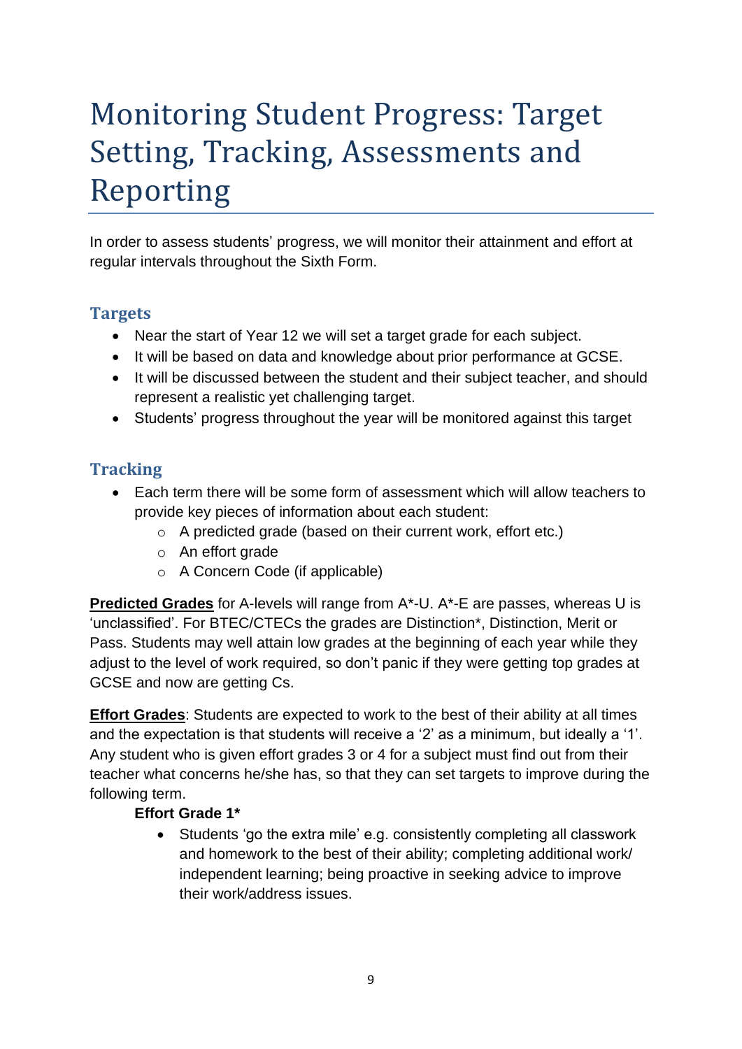# Monitoring Student Progress: Target Setting, Tracking, Assessments and Reporting

In order to assess students' progress, we will monitor their attainment and effort at regular intervals throughout the Sixth Form.

## Targets

- Near the start of Year 12 we will set a target grade for each subject.
- It will be based on data and knowledge about prior performance at GCSE.
- It will be discussed between the student and their subject teacher, and should represent a realistic yet challenging target.
- Students' progress throughout the year will be monitored against this target

## Tracking

- Each term there will be some form of assessment which will allow teachers to provide key pieces of information about each student:
    - A predicted grade (based on their current work, effort etc.)
    - An effort grade
    - A Concern Code (if applicable)

**Predicted Grades** for A-levels will range from A*-U. A*-E are passes, whereas U is 'unclassified'. For BTEC/CTECs the grades are Distinction*, Distinction, Merit or Pass. Students may well attain low grades at the beginning of each year while they adjust to the level of work required, so don't panic if they were getting top grades at GCSE and now are getting Cs.

**Effort Grades**: Students are expected to work to the best of their ability at all times and the expectation is that students will receive a '2' as a minimum, but ideally a '1'. Any student who is given effort grades 3 or 4 for a subject must find out from their teacher what concerns he/she has, so that they can set targets to improve during the following term.

**Effort Grade 1***

- Students 'go the extra mile' e.g. consistently completing all classwork and homework to the best of their ability; completing additional work/ independent learning; being proactive in seeking advice to improve their work/address issues.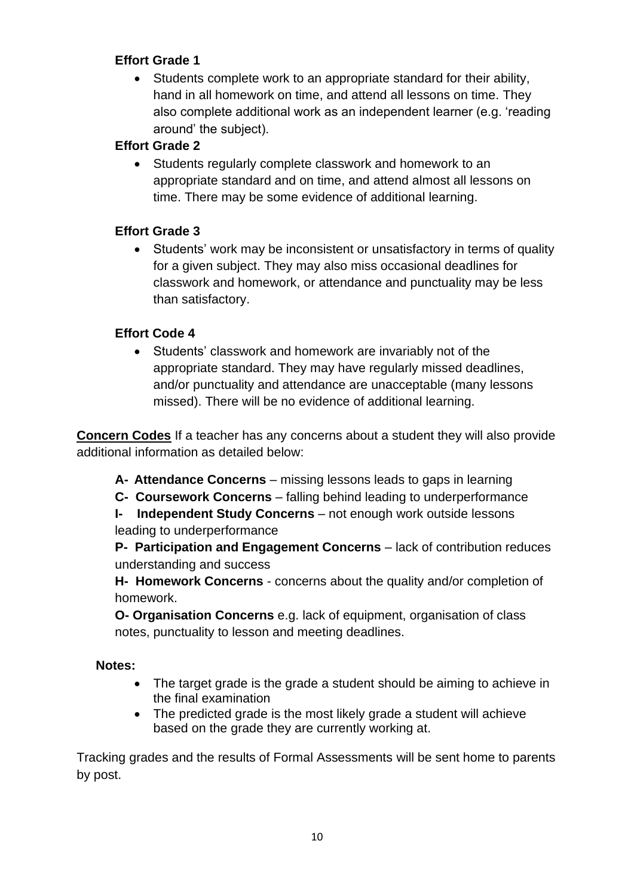**Effort Grade 1**

- Students complete work to an appropriate standard for their ability, hand in all homework on time, and attend all lessons on time. They also complete additional work as an independent learner (e.g. 'reading around' the subject).

**Effort Grade 2**

- Students regularly complete classwork and homework to an appropriate standard and on time, and attend almost all lessons on time. There may be some evidence of additional learning.

**Effort Grade 3**

- Students' work may be inconsistent or unsatisfactory in terms of quality for a given subject. They may also miss occasional deadlines for classwork and homework, or attendance and punctuality may be less than satisfactory.

**Effort Code 4**

- Students' classwork and homework are invariably not of the appropriate standard. They may have regularly missed deadlines, and/or punctuality and attendance are unacceptable (many lessons missed). There will be no evidence of additional learning.

**Concern Codes** If a teacher has any concerns about a student they will also provide additional information as detailed below:

**A- Attendance Concerns** – missing lessons leads to gaps in learning

**C- Coursework Concerns** – falling behind leading to underperformance

**I- Independent Study Concerns** – not enough work outside lessons leading to underperformance

**P- Participation and Engagement Concerns** – lack of contribution reduces understanding and success

**H- Homework Concerns** - concerns about the quality and/or completion of homework.

**O- Organisation Concerns** e.g. lack of equipment, organisation of class notes, punctuality to lesson and meeting deadlines.

**Notes:**

- The target grade is the grade a student should be aiming to achieve in the final examination
- The predicted grade is the most likely grade a student will achieve based on the grade they are currently working at.

Tracking grades and the results of Formal Assessments will be sent home to parents by post.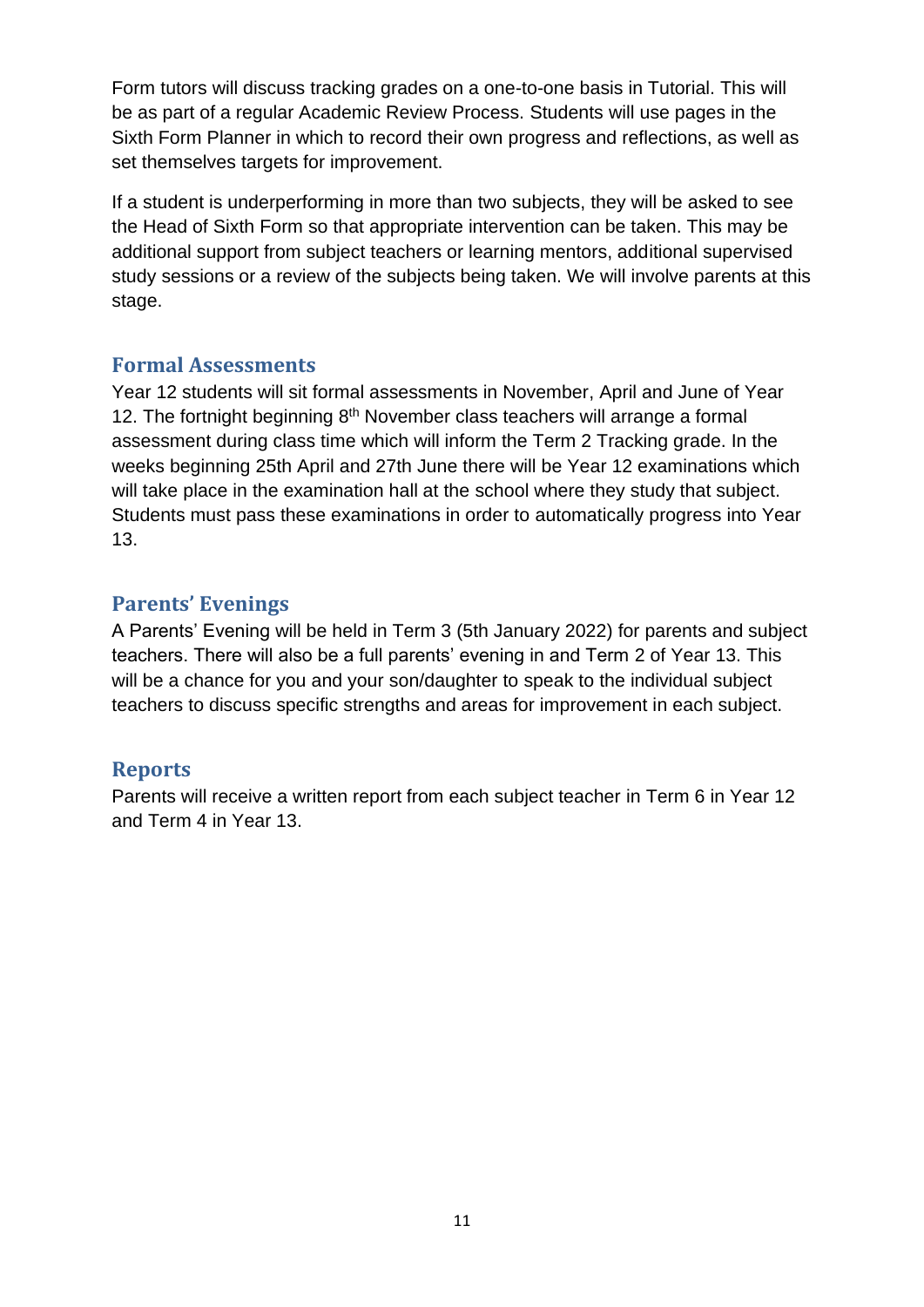Form tutors will discuss tracking grades on a one-to-one basis in Tutorial. This will be as part of a regular Academic Review Process. Students will use pages in the Sixth Form Planner in which to record their own progress and reflections, as well as set themselves targets for improvement.

If a student is underperforming in more than two subjects, they will be asked to see the Head of Sixth Form so that appropriate intervention can be taken. This may be additional support from subject teachers or learning mentors, additional supervised study sessions or a review of the subjects being taken. We will involve parents at this stage.

## Formal Assessments

Year 12 students will sit formal assessments in November, April and June of Year 12. The fortnight beginning 8th November class teachers will arrange a formal assessment during class time which will inform the Term 2 Tracking grade. In the weeks beginning 25th April and 27th June there will be Year 12 examinations which will take place in the examination hall at the school where they study that subject. Students must pass these examinations in order to automatically progress into Year 13.

## Parents' Evenings

A Parents' Evening will be held in Term 3 (5th January 2022) for parents and subject teachers. There will also be a full parents' evening in and Term 2 of Year 13. This will be a chance for you and your son/daughter to speak to the individual subject teachers to discuss specific strengths and areas for improvement in each subject.

## Reports

Parents will receive a written report from each subject teacher in Term 6 in Year 12 and Term 4 in Year 13.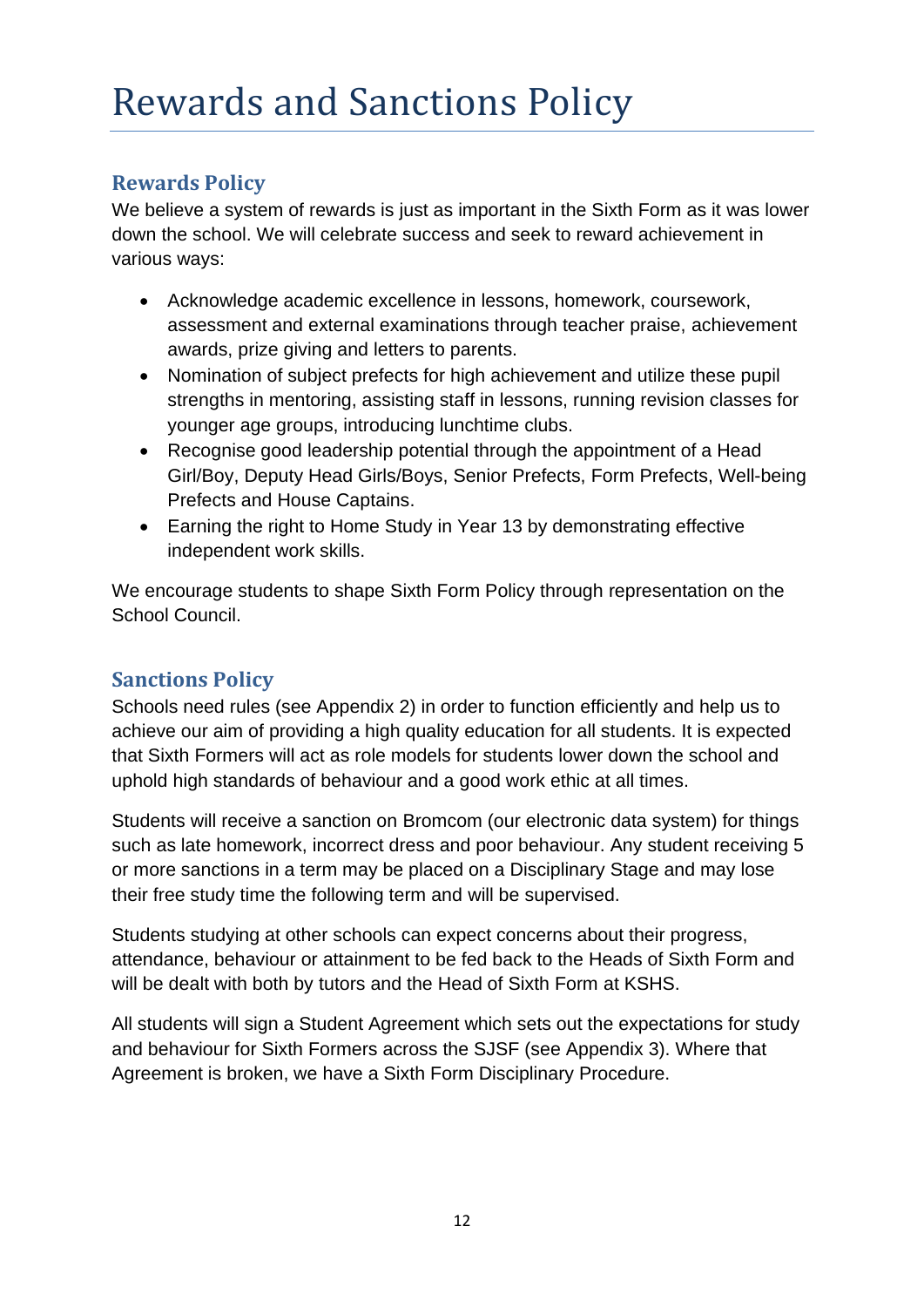# Rewards and Sanctions Policy

## Rewards Policy

We believe a system of rewards is just as important in the Sixth Form as it was lower down the school. We will celebrate success and seek to reward achievement in various ways:

- Acknowledge academic excellence in lessons, homework, coursework, assessment and external examinations through teacher praise, achievement awards, prize giving and letters to parents.
- Nomination of subject prefects for high achievement and utilize these pupil strengths in mentoring, assisting staff in lessons, running revision classes for younger age groups, introducing lunchtime clubs.
- Recognise good leadership potential through the appointment of a Head Girl/Boy, Deputy Head Girls/Boys, Senior Prefects, Form Prefects, Well-being Prefects and House Captains.
- Earning the right to Home Study in Year 13 by demonstrating effective independent work skills.

We encourage students to shape Sixth Form Policy through representation on the School Council.

## Sanctions Policy

Schools need rules (see Appendix 2) in order to function efficiently and help us to achieve our aim of providing a high quality education for all students. It is expected that Sixth Formers will act as role models for students lower down the school and uphold high standards of behaviour and a good work ethic at all times.

Students will receive a sanction on Bromcom (our electronic data system) for things such as late homework, incorrect dress and poor behaviour. Any student receiving 5 or more sanctions in a term may be placed on a Disciplinary Stage and may lose their free study time the following term and will be supervised.

Students studying at other schools can expect concerns about their progress, attendance, behaviour or attainment to be fed back to the Heads of Sixth Form and will be dealt with both by tutors and the Head of Sixth Form at KSHS.

All students will sign a Student Agreement which sets out the expectations for study and behaviour for Sixth Formers across the SJSF (see Appendix 3). Where that Agreement is broken, we have a Sixth Form Disciplinary Procedure.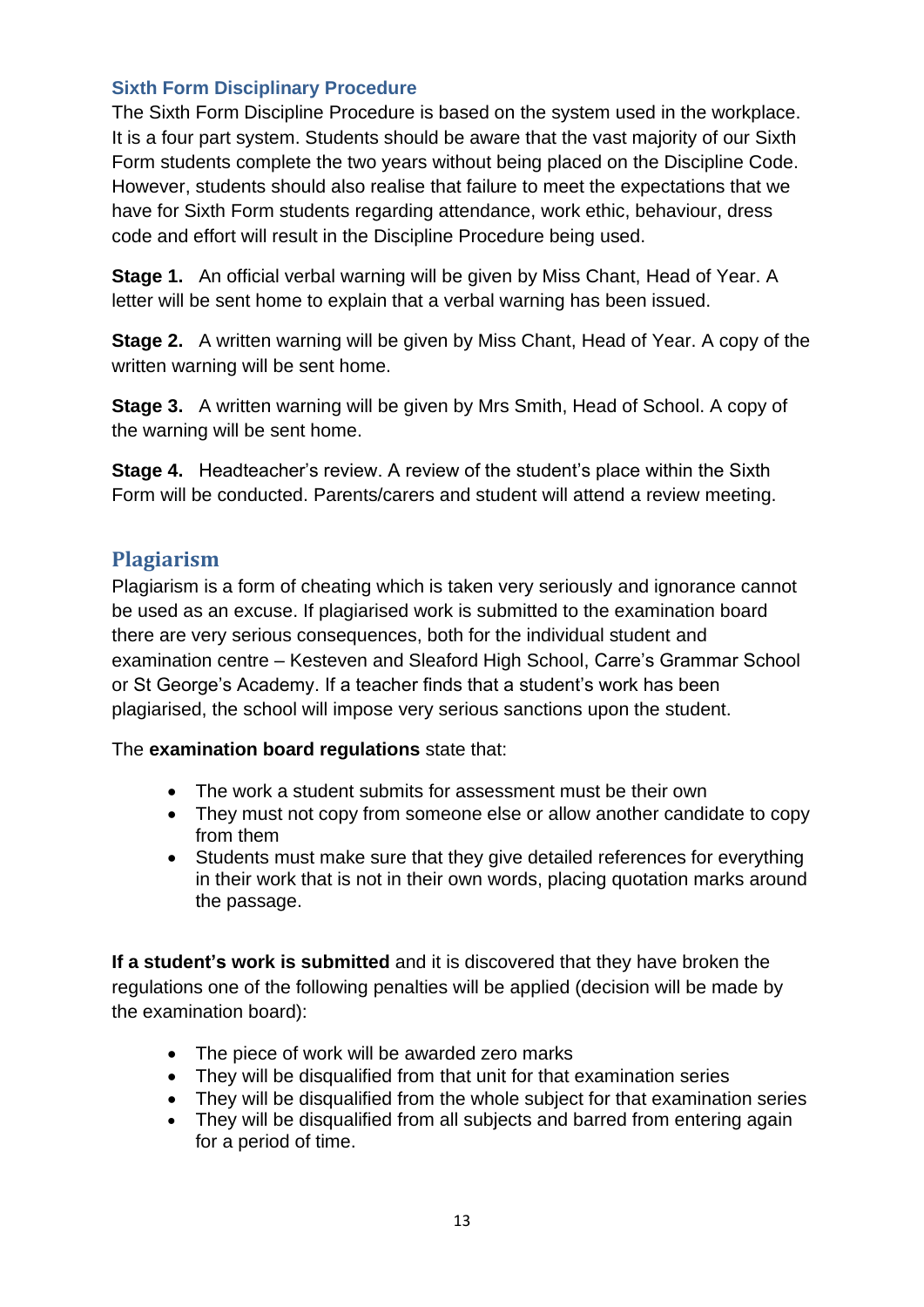### Sixth Form Disciplinary Procedure

The Sixth Form Discipline Procedure is based on the system used in the workplace. It is a four part system. Students should be aware that the vast majority of our Sixth Form students complete the two years without being placed on the Discipline Code. However, students should also realise that failure to meet the expectations that we have for Sixth Form students regarding attendance, work ethic, behaviour, dress code and effort will result in the Discipline Procedure being used.

**Stage 1.** An official verbal warning will be given by Miss Chant, Head of Year. A letter will be sent home to explain that a verbal warning has been issued.

**Stage 2.** A written warning will be given by Miss Chant, Head of Year. A copy of the written warning will be sent home.

**Stage 3.** A written warning will be given by Mrs Smith, Head of School. A copy of the warning will be sent home.

**Stage 4.** Headteacher's review. A review of the student's place within the Sixth Form will be conducted. Parents/carers and student will attend a review meeting.

## Plagiarism

Plagiarism is a form of cheating which is taken very seriously and ignorance cannot be used as an excuse. If plagiarised work is submitted to the examination board there are very serious consequences, both for the individual student and examination centre – Kesteven and Sleaford High School, Carre's Grammar School or St George's Academy. If a teacher finds that a student's work has been plagiarised, the school will impose very serious sanctions upon the student.

The **examination board regulations** state that:

- The work a student submits for assessment must be their own
- They must not copy from someone else or allow another candidate to copy from them
- Students must make sure that they give detailed references for everything in their work that is not in their own words, placing quotation marks around the passage.

**If a student's work is submitted** and it is discovered that they have broken the regulations one of the following penalties will be applied (decision will be made by the examination board):

- The piece of work will be awarded zero marks
- They will be disqualified from that unit for that examination series
- They will be disqualified from the whole subject for that examination series
- They will be disqualified from all subjects and barred from entering again for a period of time.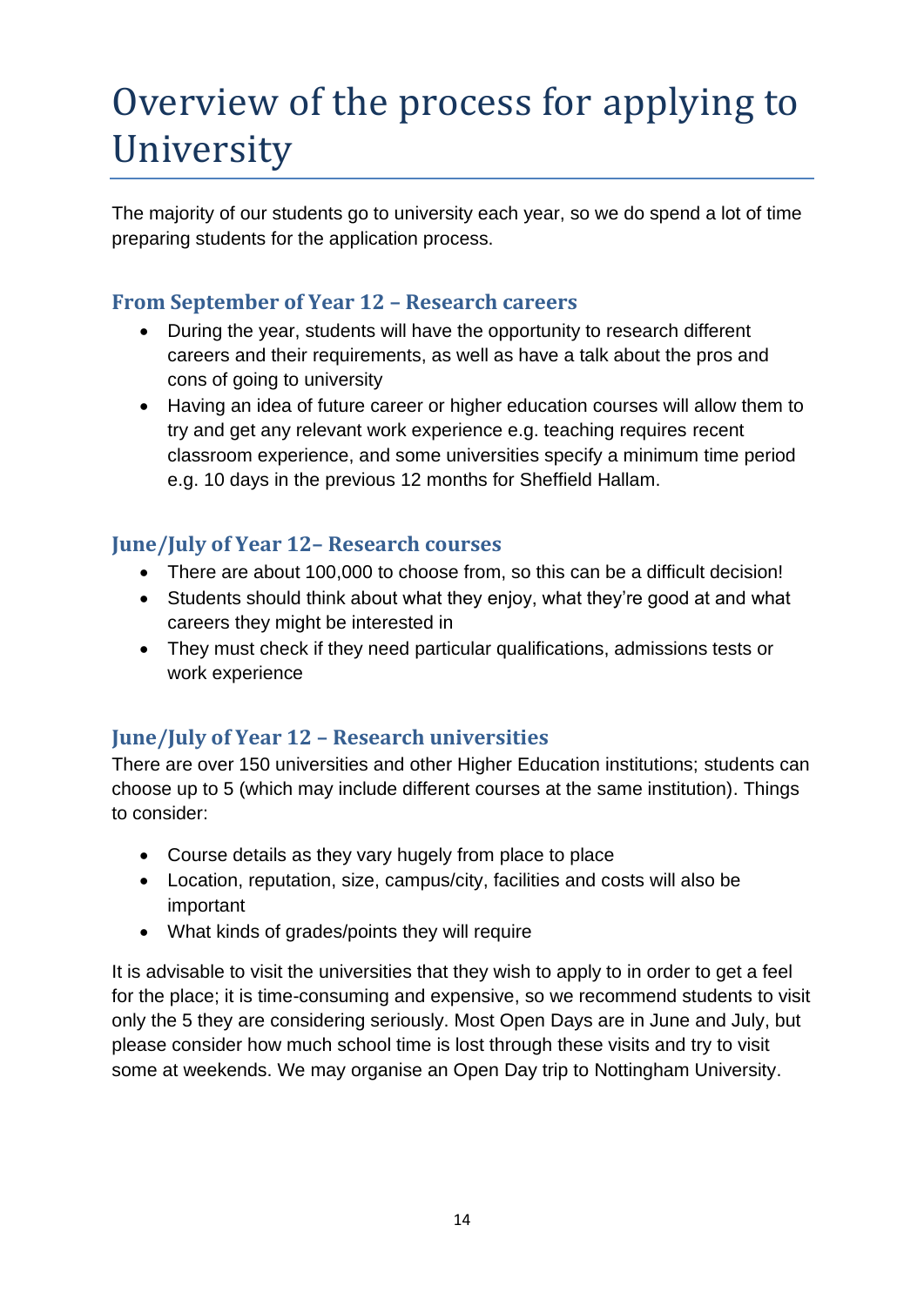# Overview of the process for applying to University

The majority of our students go to university each year, so we do spend a lot of time preparing students for the application process.

### From September of Year 12 – Research careers

- During the year, students will have the opportunity to research different careers and their requirements, as well as have a talk about the pros and cons of going to university
- Having an idea of future career or higher education courses will allow them to try and get any relevant work experience e.g. teaching requires recent classroom experience, and some universities specify a minimum time period e.g. 10 days in the previous 12 months for Sheffield Hallam.

### June/July of Year 12– Research courses

- There are about 100,000 to choose from, so this can be a difficult decision!
- Students should think about what they enjoy, what they're good at and what careers they might be interested in
- They must check if they need particular qualifications, admissions tests or work experience

### June/July of Year 12 – Research universities

There are over 150 universities and other Higher Education institutions; students can choose up to 5 (which may include different courses at the same institution). Things to consider:

- Course details as they vary hugely from place to place
- Location, reputation, size, campus/city, facilities and costs will also be important
- What kinds of grades/points they will require

It is advisable to visit the universities that they wish to apply to in order to get a feel for the place; it is time-consuming and expensive, so we recommend students to visit only the 5 they are considering seriously. Most Open Days are in June and July, but please consider how much school time is lost through these visits and try to visit some at weekends. We may organise an Open Day trip to Nottingham University.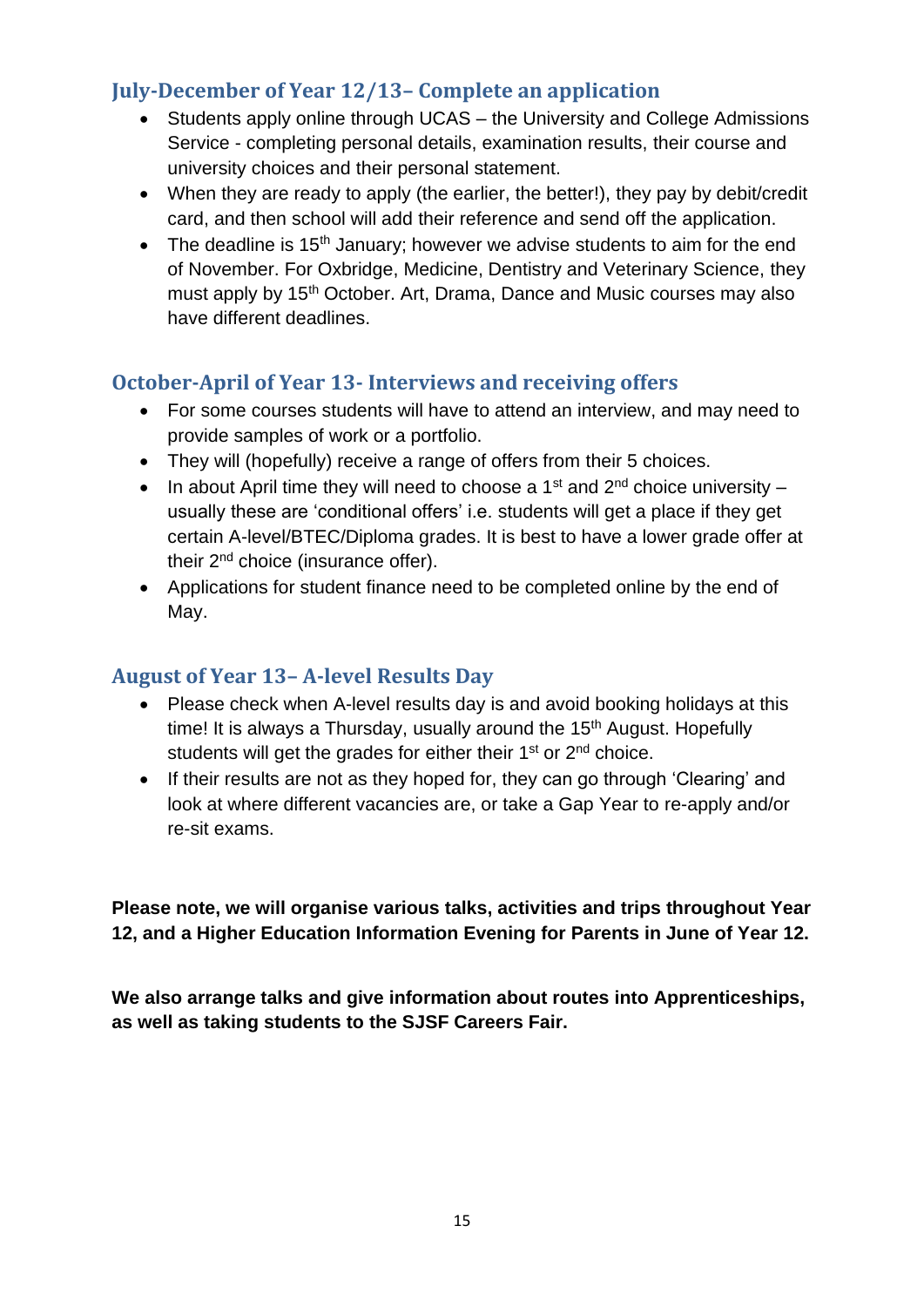## July-December of Year 12/13– Complete an application

- Students apply online through UCAS – the University and College Admissions Service - completing personal details, examination results, their course and university choices and their personal statement.
- When they are ready to apply (the earlier, the better!), they pay by debit/credit card, and then school will add their reference and send off the application.
- The deadline is 15th January; however we advise students to aim for the end of November. For Oxbridge, Medicine, Dentistry and Veterinary Science, they must apply by 15th October. Art, Drama, Dance and Music courses may also have different deadlines.

## October-April of Year 13- Interviews and receiving offers

- For some courses students will have to attend an interview, and may need to provide samples of work or a portfolio.
- They will (hopefully) receive a range of offers from their 5 choices.
- In about April time they will need to choose a 1st and 2nd choice university – usually these are 'conditional offers' i.e. students will get a place if they get certain A-level/BTEC/Diploma grades. It is best to have a lower grade offer at their 2nd choice (insurance offer).
- Applications for student finance need to be completed online by the end of May.

## August of Year 13– A-level Results Day

- Please check when A-level results day is and avoid booking holidays at this time! It is always a Thursday, usually around the 15th August. Hopefully students will get the grades for either their 1st or 2nd choice.
- If their results are not as they hoped for, they can go through 'Clearing' and look at where different vacancies are, or take a Gap Year to re-apply and/or re-sit exams.

**Please note, we will organise various talks, activities and trips throughout Year 12, and a Higher Education Information Evening for Parents in June of Year 12.**

**We also arrange talks and give information about routes into Apprenticeships, as well as taking students to the SJSF Careers Fair.**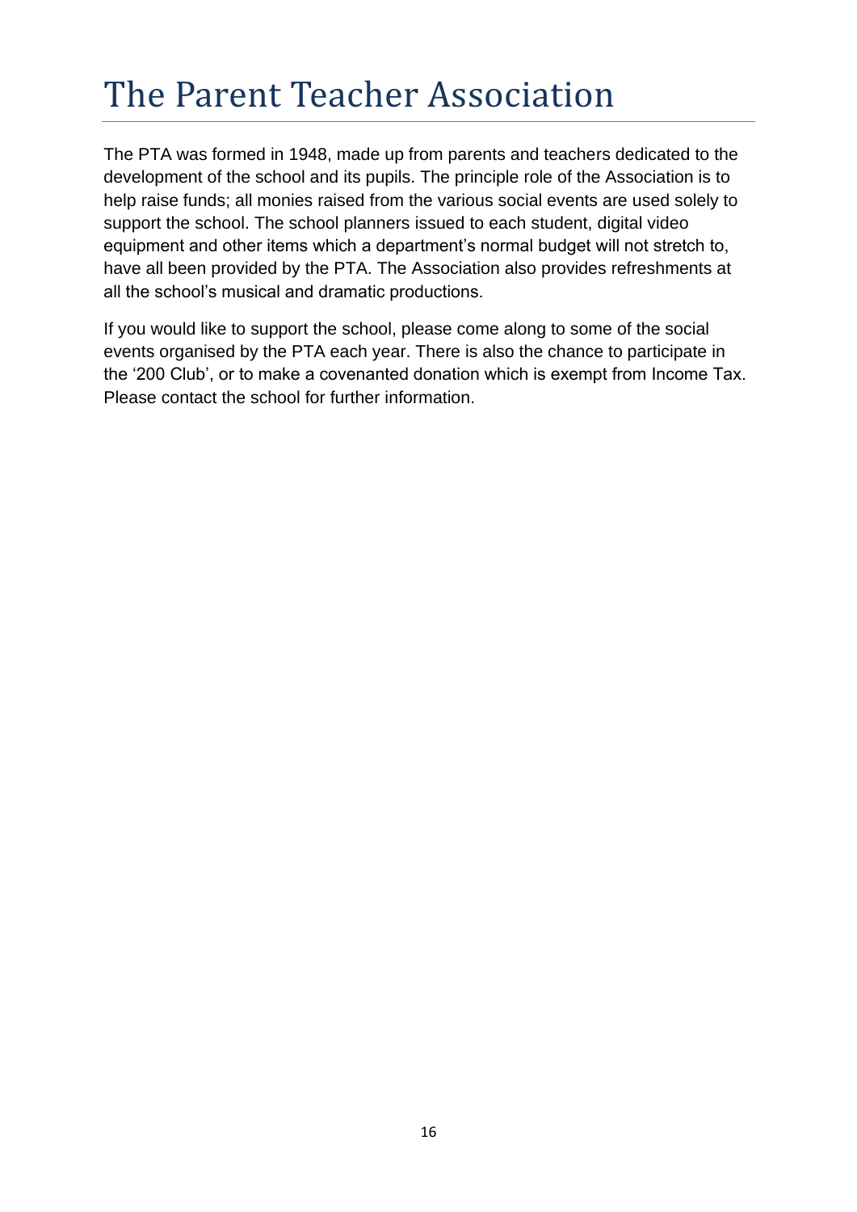# The Parent Teacher Association

The PTA was formed in 1948, made up from parents and teachers dedicated to the development of the school and its pupils. The principle role of the Association is to help raise funds; all monies raised from the various social events are used solely to support the school. The school planners issued to each student, digital video equipment and other items which a department's normal budget will not stretch to, have all been provided by the PTA. The Association also provides refreshments at all the school's musical and dramatic productions.

If you would like to support the school, please come along to some of the social events organised by the PTA each year. There is also the chance to participate in the '200 Club', or to make a covenanted donation which is exempt from Income Tax. Please contact the school for further information.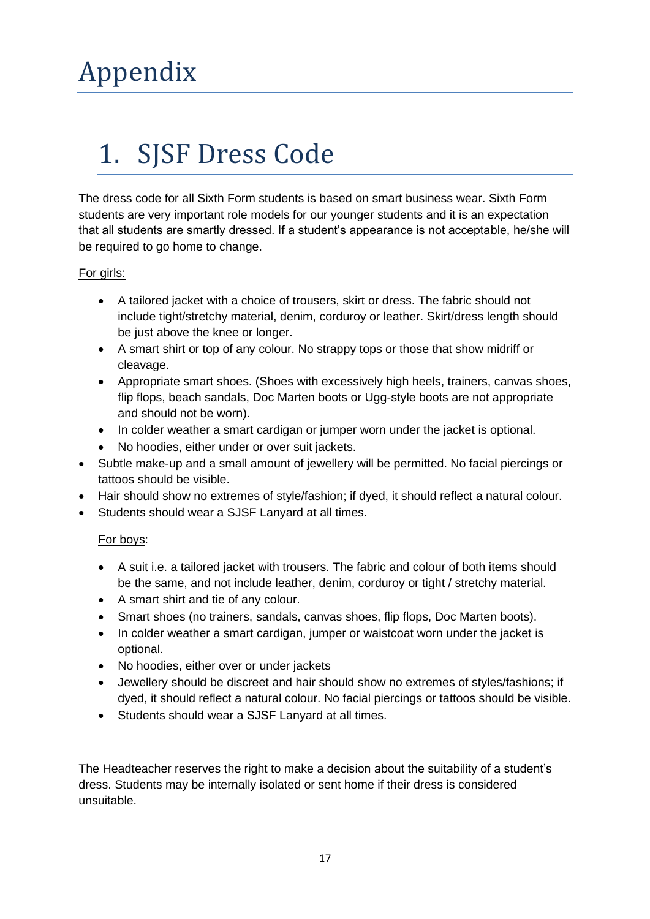# Appendix

## 1. SJSF Dress Code

The dress code for all Sixth Form students is based on smart business wear. Sixth Form students are very important role models for our younger students and it is an expectation that all students are smartly dressed. If a student's appearance is not acceptable, he/she will be required to go home to change.

For girls:

- A tailored jacket with a choice of trousers, skirt or dress. The fabric should not include tight/stretchy material, denim, corduroy or leather. Skirt/dress length should be just above the knee or longer.
- A smart shirt or top of any colour. No strappy tops or those that show midriff or cleavage.
- Appropriate smart shoes. (Shoes with excessively high heels, trainers, canvas shoes, flip flops, beach sandals, Doc Marten boots or Ugg-style boots are not appropriate and should not be worn).
- In colder weather a smart cardigan or jumper worn under the jacket is optional.
- No hoodies, either under or over suit jackets.

- Subtle make-up and a small amount of jewellery will be permitted. No facial piercings or tattoos should be visible.
- Hair should show no extremes of style/fashion; if dyed, it should reflect a natural colour.
- Students should wear a SJSF Lanyard at all times.

For boys:

- A suit i.e. a tailored jacket with trousers. The fabric and colour of both items should be the same, and not include leather, denim, corduroy or tight / stretchy material.
- A smart shirt and tie of any colour.
- Smart shoes (no trainers, sandals, canvas shoes, flip flops, Doc Marten boots).
- In colder weather a smart cardigan, jumper or waistcoat worn under the jacket is optional.
- No hoodies, either over or under jackets
- Jewellery should be discreet and hair should show no extremes of styles/fashions; if dyed, it should reflect a natural colour. No facial piercings or tattoos should be visible.
- Students should wear a SJSF Lanyard at all times.

The Headteacher reserves the right to make a decision about the suitability of a student's dress. Students may be internally isolated or sent home if their dress is considered unsuitable.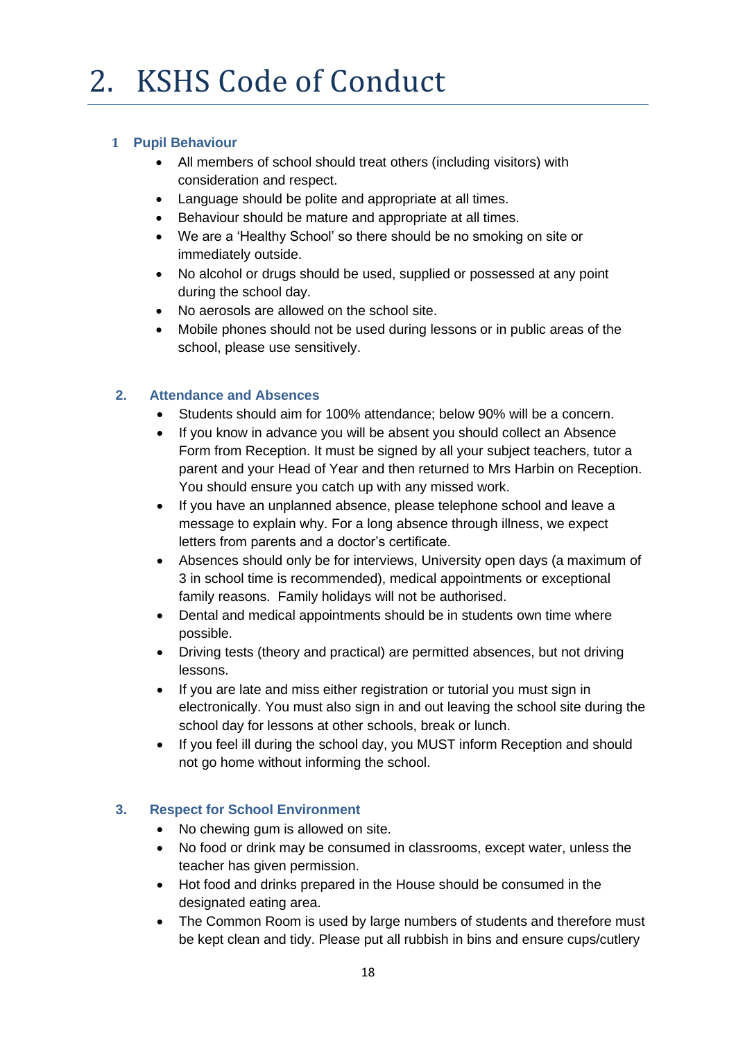# 2. KSHS Code of Conduct

### 1 Pupil Behaviour

- All members of school should treat others (including visitors) with consideration and respect.
- Language should be polite and appropriate at all times.
- Behaviour should be mature and appropriate at all times.
- We are a 'Healthy School' so there should be no smoking on site or immediately outside.
- No alcohol or drugs should be used, supplied or possessed at any point during the school day.
- No aerosols are allowed on the school site.
- Mobile phones should not be used during lessons or in public areas of the school, please use sensitively.

### 2. Attendance and Absences

- Students should aim for 100% attendance; below 90% will be a concern.
- If you know in advance you will be absent you should collect an Absence Form from Reception. It must be signed by all your subject teachers, tutor a parent and your Head of Year and then returned to Mrs Harbin on Reception. You should ensure you catch up with any missed work.
- If you have an unplanned absence, please telephone school and leave a message to explain why. For a long absence through illness, we expect letters from parents and a doctor's certificate.
- Absences should only be for interviews, University open days (a maximum of 3 in school time is recommended), medical appointments or exceptional family reasons. Family holidays will not be authorised.
- Dental and medical appointments should be in students own time where possible.
- Driving tests (theory and practical) are permitted absences, but not driving lessons.
- If you are late and miss either registration or tutorial you must sign in electronically. You must also sign in and out leaving the school site during the school day for lessons at other schools, break or lunch.
- If you feel ill during the school day, you MUST inform Reception and should not go home without informing the school.

### 3. Respect for School Environment

- No chewing gum is allowed on site.
- No food or drink may be consumed in classrooms, except water, unless the teacher has given permission.
- Hot food and drinks prepared in the House should be consumed in the designated eating area.
- The Common Room is used by large numbers of students and therefore must be kept clean and tidy. Please put all rubbish in bins and ensure cups/cutlery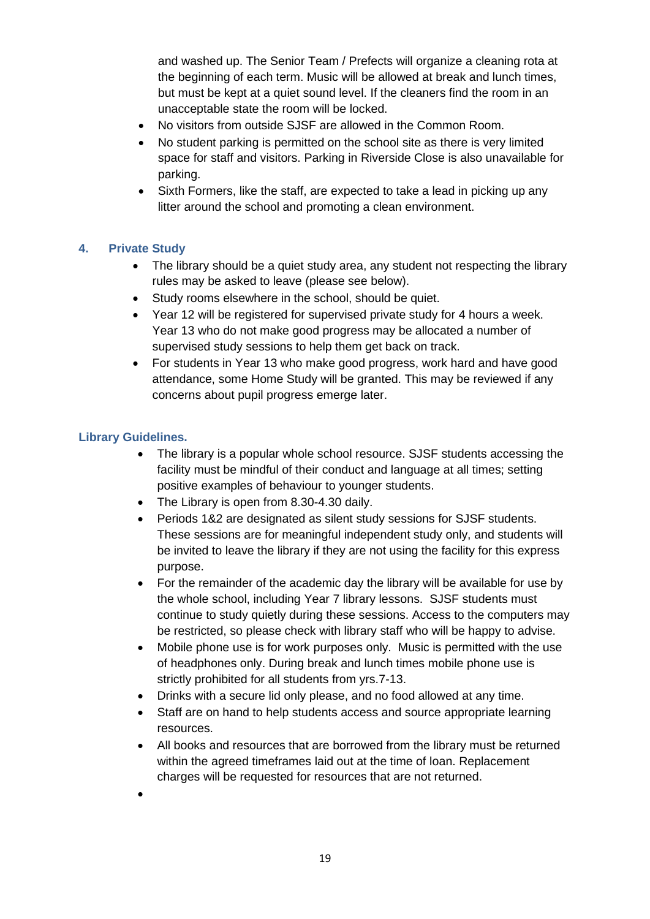and washed up. The Senior Team / Prefects will organize a cleaning rota at the beginning of each term. Music will be allowed at break and lunch times, but must be kept at a quiet sound level. If the cleaners find the room in an unacceptable state the room will be locked.

- No visitors from outside SJSF are allowed in the Common Room.
- No student parking is permitted on the school site as there is very limited space for staff and visitors. Parking in Riverside Close is also unavailable for parking.
- Sixth Formers, like the staff, are expected to take a lead in picking up any litter around the school and promoting a clean environment.

## 4. Private Study

- The library should be a quiet study area, any student not respecting the library rules may be asked to leave (please see below).
- Study rooms elsewhere in the school, should be quiet.
- Year 12 will be registered for supervised private study for 4 hours a week. Year 13 who do not make good progress may be allocated a number of supervised study sessions to help them get back on track.
- For students in Year 13 who make good progress, work hard and have good attendance, some Home Study will be granted. This may be reviewed if any concerns about pupil progress emerge later.

### Library Guidelines.

- The library is a popular whole school resource. SJSF students accessing the facility must be mindful of their conduct and language at all times; setting positive examples of behaviour to younger students.
- The Library is open from 8.30-4.30 daily.
- Periods 1&2 are designated as silent study sessions for SJSF students. These sessions are for meaningful independent study only, and students will be invited to leave the library if they are not using the facility for this express purpose.
- For the remainder of the academic day the library will be available for use by the whole school, including Year 7 library lessons. SJSF students must continue to study quietly during these sessions. Access to the computers may be restricted, so please check with library staff who will be happy to advise.
- Mobile phone use is for work purposes only. Music is permitted with the use of headphones only. During break and lunch times mobile phone use is strictly prohibited for all students from yrs.7-13.
- Drinks with a secure lid only please, and no food allowed at any time.
- Staff are on hand to help students access and source appropriate learning resources.
- All books and resources that are borrowed from the library must be returned within the agreed timeframes laid out at the time of loan. Replacement charges will be requested for resources that are not returned.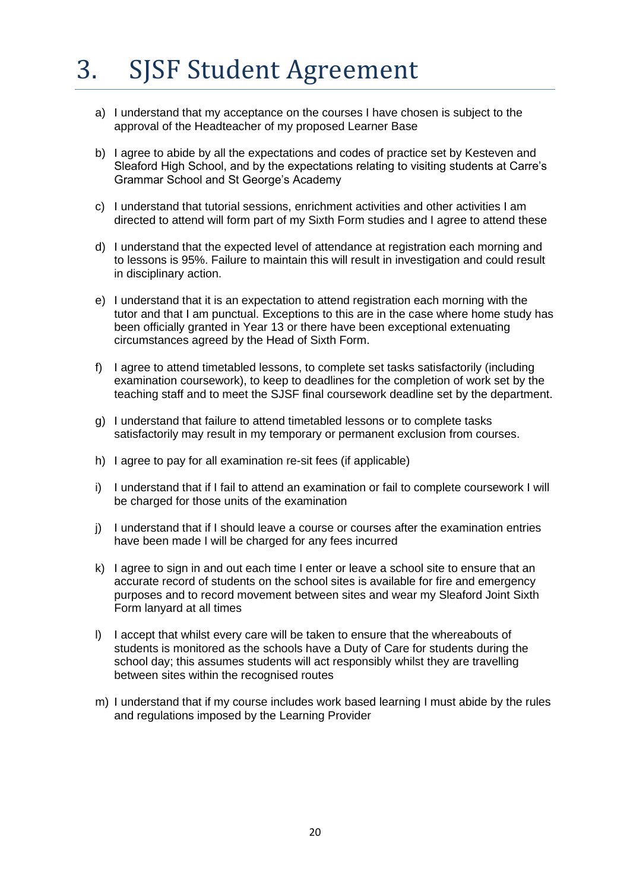# 3. SJSF Student Agreement

a) I understand that my acceptance on the courses I have chosen is subject to the approval of the Headteacher of my proposed Learner Base

b) I agree to abide by all the expectations and codes of practice set by Kesteven and Sleaford High School, and by the expectations relating to visiting students at Carre's Grammar School and St George's Academy

c) I understand that tutorial sessions, enrichment activities and other activities I am directed to attend will form part of my Sixth Form studies and I agree to attend these

d) I understand that the expected level of attendance at registration each morning and to lessons is 95%. Failure to maintain this will result in investigation and could result in disciplinary action.

e) I understand that it is an expectation to attend registration each morning with the tutor and that I am punctual. Exceptions to this are in the case where home study has been officially granted in Year 13 or there have been exceptional extenuating circumstances agreed by the Head of Sixth Form.

f) I agree to attend timetabled lessons, to complete set tasks satisfactorily (including examination coursework), to keep to deadlines for the completion of work set by the teaching staff and to meet the SJSF final coursework deadline set by the department.

g) I understand that failure to attend timetabled lessons or to complete tasks satisfactorily may result in my temporary or permanent exclusion from courses.

h) I agree to pay for all examination re-sit fees (if applicable)

i) I understand that if I fail to attend an examination or fail to complete coursework I will be charged for those units of the examination

j) I understand that if I should leave a course or courses after the examination entries have been made I will be charged for any fees incurred

k) I agree to sign in and out each time I enter or leave a school site to ensure that an accurate record of students on the school sites is available for fire and emergency purposes and to record movement between sites and wear my Sleaford Joint Sixth Form lanyard at all times

l) I accept that whilst every care will be taken to ensure that the whereabouts of students is monitored as the schools have a Duty of Care for students during the school day; this assumes students will act responsibly whilst they are travelling between sites within the recognised routes

m) I understand that if my course includes work based learning I must abide by the rules and regulations imposed by the Learning Provider